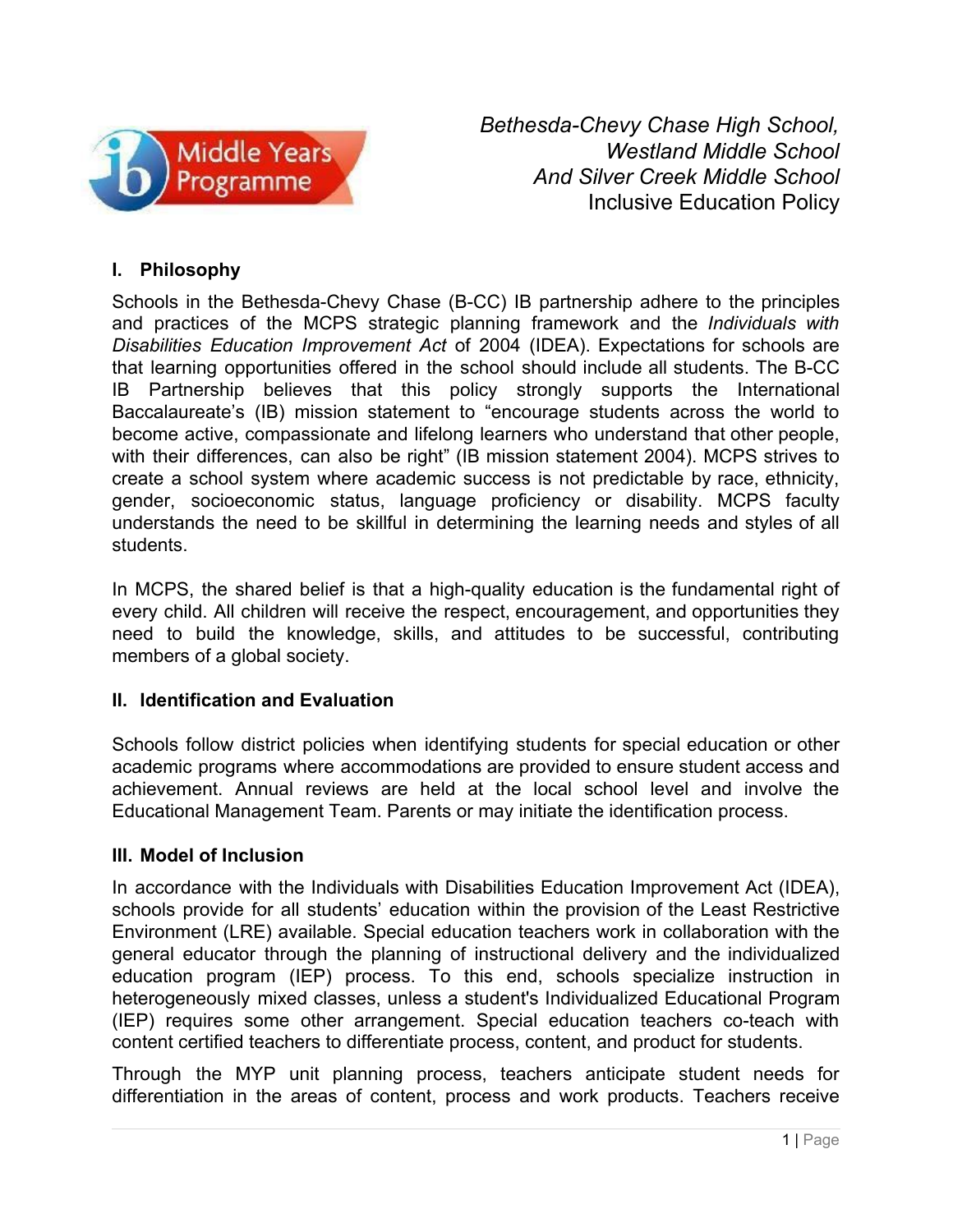*Bethesda-Chevy Chase High School,*
*Westland Middle School*
*And Silver Creek Middle School*
Inclusive Education Policy

## I. Philosophy

Schools in the Bethesda-Chevy Chase (B-CC) IB partnership adhere to the principles and practices of the MCPS strategic planning framework and the *Individuals with Disabilities Education Improvement Act* of 2004 (IDEA). Expectations for schools are that learning opportunities offered in the school should include all students. The B-CC IB Partnership believes that this policy strongly supports the International Baccalaureate's (IB) mission statement to "encourage students across the world to become active, compassionate and lifelong learners who understand that other people, with their differences, can also be right" (IB mission statement 2004). MCPS strives to create a school system where academic success is not predictable by race, ethnicity, gender, socioeconomic status, language proficiency or disability. MCPS faculty understands the need to be skillful in determining the learning needs and styles of all students.

In MCPS, the shared belief is that a high-quality education is the fundamental right of every child. All children will receive the respect, encouragement, and opportunities they need to build the knowledge, skills, and attitudes to be successful, contributing members of a global society.

## II. Identification and Evaluation

Schools follow district policies when identifying students for special education or other academic programs where accommodations are provided to ensure student access and achievement. Annual reviews are held at the local school level and involve the Educational Management Team. Parents or may initiate the identification process.

## III. Model of Inclusion

In accordance with the Individuals with Disabilities Education Improvement Act (IDEA), schools provide for all students' education within the provision of the Least Restrictive Environment (LRE) available. Special education teachers work in collaboration with the general educator through the planning of instructional delivery and the individualized education program (IEP) process. To this end, schools specialize instruction in heterogeneously mixed classes, unless a student's Individualized Educational Program (IEP) requires some other arrangement. Special education teachers co-teach with content certified teachers to differentiate process, content, and product for students.

Through the MYP unit planning process, teachers anticipate student needs for differentiation in the areas of content, process and work products. Teachers receive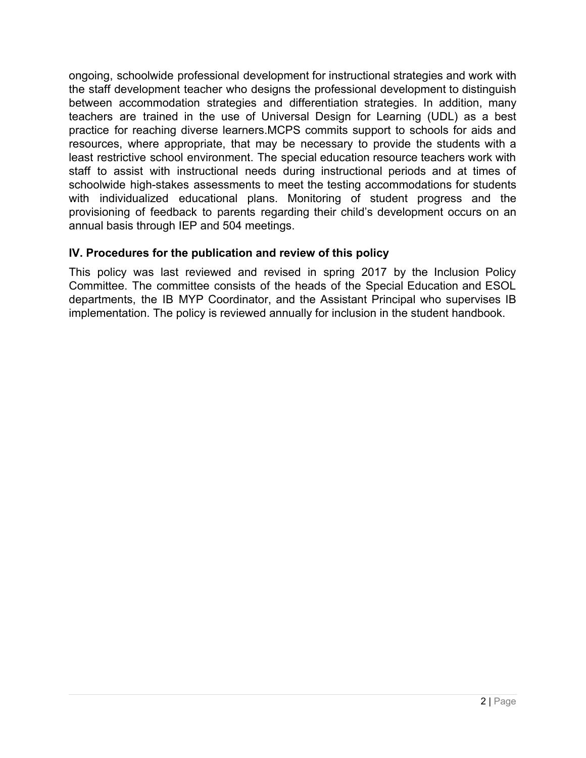ongoing, schoolwide professional development for instructional strategies and work with the staff development teacher who designs the professional development to distinguish between accommodation strategies and differentiation strategies. In addition, many teachers are trained in the use of Universal Design for Learning (UDL) as a best practice for reaching diverse learners.MCPS commits support to schools for aids and resources, where appropriate, that may be necessary to provide the students with a least restrictive school environment. The special education resource teachers work with staff to assist with instructional needs during instructional periods and at times of schoolwide high-stakes assessments to meet the testing accommodations for students with individualized educational plans. Monitoring of student progress and the provisioning of feedback to parents regarding their child's development occurs on an annual basis through IEP and 504 meetings.

### IV. Procedures for the publication and review of this policy

This policy was last reviewed and revised in spring 2017 by the Inclusion Policy Committee. The committee consists of the heads of the Special Education and ESOL departments, the IB MYP Coordinator, and the Assistant Principal who supervises IB implementation. The policy is reviewed annually for inclusion in the student handbook.